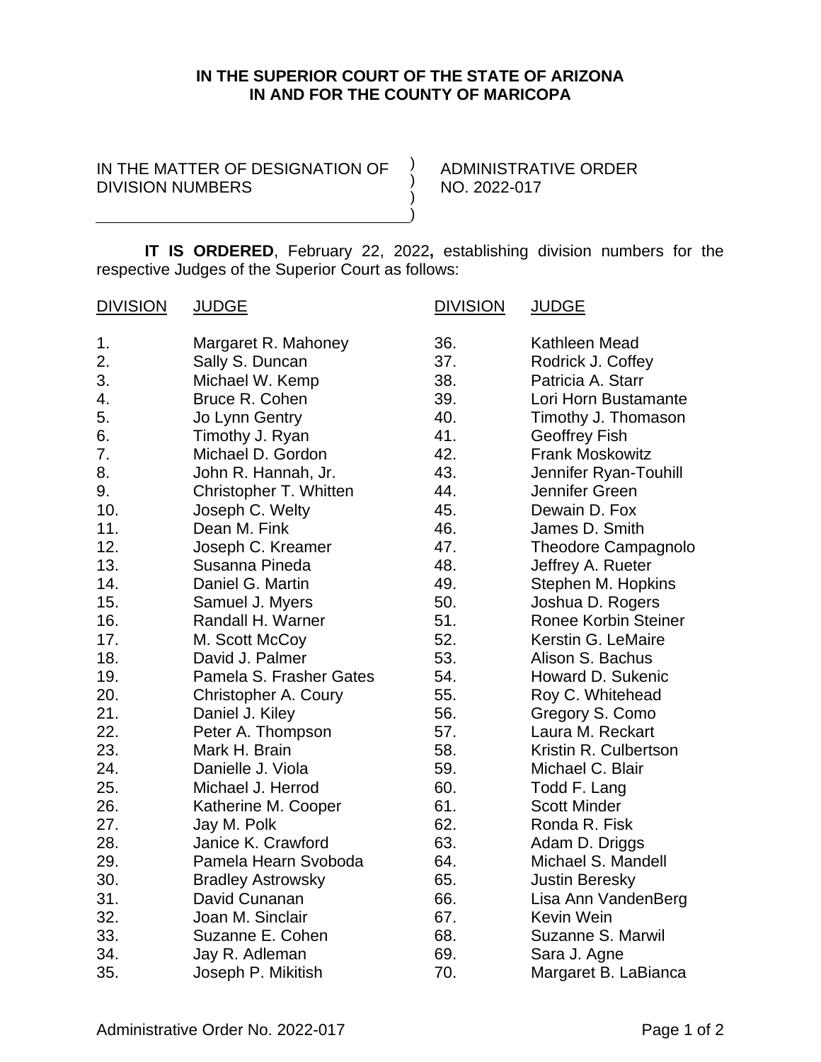**IN THE SUPERIOR COURT OF THE STATE OF ARIZONA**
**IN AND FOR THE COUNTY OF MARICOPA**

IN THE MATTER OF DESIGNATION OF DIVISION NUMBERS

ADMINISTRATIVE ORDER NO. 2022-017

**IT IS ORDERED**, February 22, 2022**,** establishing division numbers for the respective Judges of the Superior Court as follows:

| DIVISION | JUDGE | DIVISION | JUDGE |
|---|---|---|---|
| 1. | Margaret R. Mahoney | 36. | Kathleen Mead |
| 2. | Sally S. Duncan | 37. | Rodrick J. Coffey |
| 3. | Michael W. Kemp | 38. | Patricia A. Starr |
| 4. | Bruce R. Cohen | 39. | Lori Horn Bustamante |
| 5. | Jo Lynn Gentry | 40. | Timothy J. Thomason |
| 6. | Timothy J. Ryan | 41. | Geoffrey Fish |
| 7. | Michael D. Gordon | 42. | Frank Moskowitz |
| 8. | John R. Hannah, Jr. | 43. | Jennifer Ryan-Touhill |
| 9. | Christopher T. Whitten | 44. | Jennifer Green |
| 10. | Joseph C. Welty | 45. | Dewain D. Fox |
| 11. | Dean M. Fink | 46. | James D. Smith |
| 12. | Joseph C. Kreamer | 47. | Theodore Campagnolo |
| 13. | Susanna Pineda | 48. | Jeffrey A. Rueter |
| 14. | Daniel G. Martin | 49. | Stephen M. Hopkins |
| 15. | Samuel J. Myers | 50. | Joshua D. Rogers |
| 16. | Randall H. Warner | 51. | Ronee Korbin Steiner |
| 17. | M. Scott McCoy | 52. | Kerstin G. LeMaire |
| 18. | David J. Palmer | 53. | Alison S. Bachus |
| 19. | Pamela S. Frasher Gates | 54. | Howard D. Sukenic |
| 20. | Christopher A. Coury | 55. | Roy C. Whitehead |
| 21. | Daniel J. Kiley | 56. | Gregory S. Como |
| 22. | Peter A. Thompson | 57. | Laura M. Reckart |
| 23. | Mark H. Brain | 58. | Kristin R. Culbertson |
| 24. | Danielle J. Viola | 59. | Michael C. Blair |
| 25. | Michael J. Herrod | 60. | Todd F. Lang |
| 26. | Katherine M. Cooper | 61. | Scott Minder |
| 27. | Jay M. Polk | 62. | Ronda R. Fisk |
| 28. | Janice K. Crawford | 63. | Adam D. Driggs |
| 29. | Pamela Hearn Svoboda | 64. | Michael S. Mandell |
| 30. | Bradley Astrowsky | 65. | Justin Beresky |
| 31. | David Cunanan | 66. | Lisa Ann VandenBerg |
| 32. | Joan M. Sinclair | 67. | Kevin Wein |
| 33. | Suzanne E. Cohen | 68. | Suzanne S. Marwil |
| 34. | Jay R. Adleman | 69. | Sara J. Agne |
| 35. | Joseph P. Mikitish | 70. | Margaret B. LaBianca |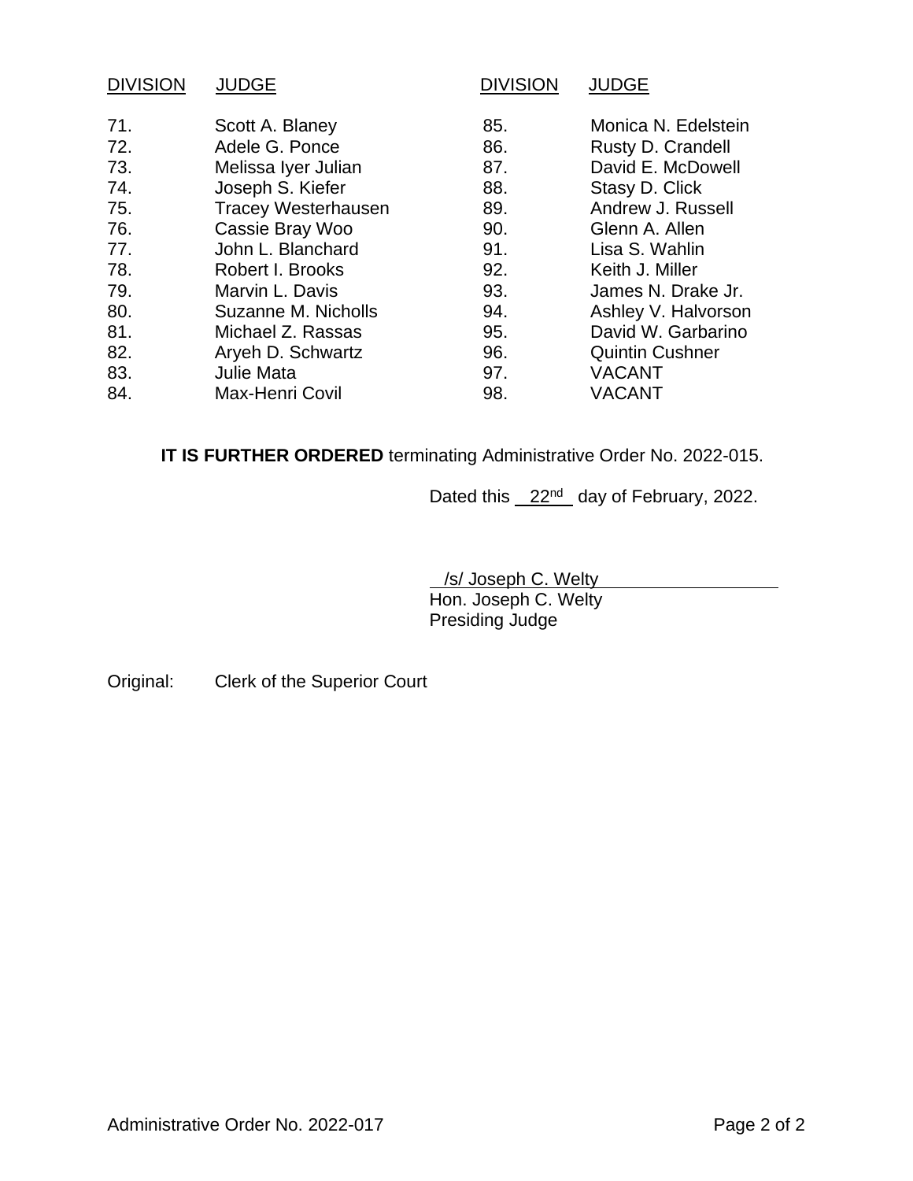| DIVISION | JUDGE | DIVISION | JUDGE |
|---|---|---|---|
| 71. | Scott A. Blaney | 85. | Monica N. Edelstein |
| 72. | Adele G. Ponce | 86. | Rusty D. Crandell |
| 73. | Melissa Iyer Julian | 87. | David E. McDowell |
| 74. | Joseph S. Kiefer | 88. | Stasy D. Click |
| 75. | Tracey Westerhausen | 89. | Andrew J. Russell |
| 76. | Cassie Bray Woo | 90. | Glenn A. Allen |
| 77. | John L. Blanchard | 91. | Lisa S. Wahlin |
| 78. | Robert I. Brooks | 92. | Keith J. Miller |
| 79. | Marvin L. Davis | 93. | James N. Drake Jr. |
| 80. | Suzanne M. Nicholls | 94. | Ashley V. Halvorson |
| 81. | Michael Z. Rassas | 95. | David W. Garbarino |
| 82. | Aryeh D. Schwartz | 96. | Quintin Cushner |
| 83. | Julie Mata | 97. | VACANT |
| 84. | Max-Henri Covil | 98. | VACANT |

**IT IS FURTHER ORDERED** terminating Administrative Order No. 2022-015.

Dated this 22nd day of February, 2022.

/s/ Joseph C. Welty
Hon. Joseph C. Welty
Presiding Judge

Original: Clerk of the Superior Court